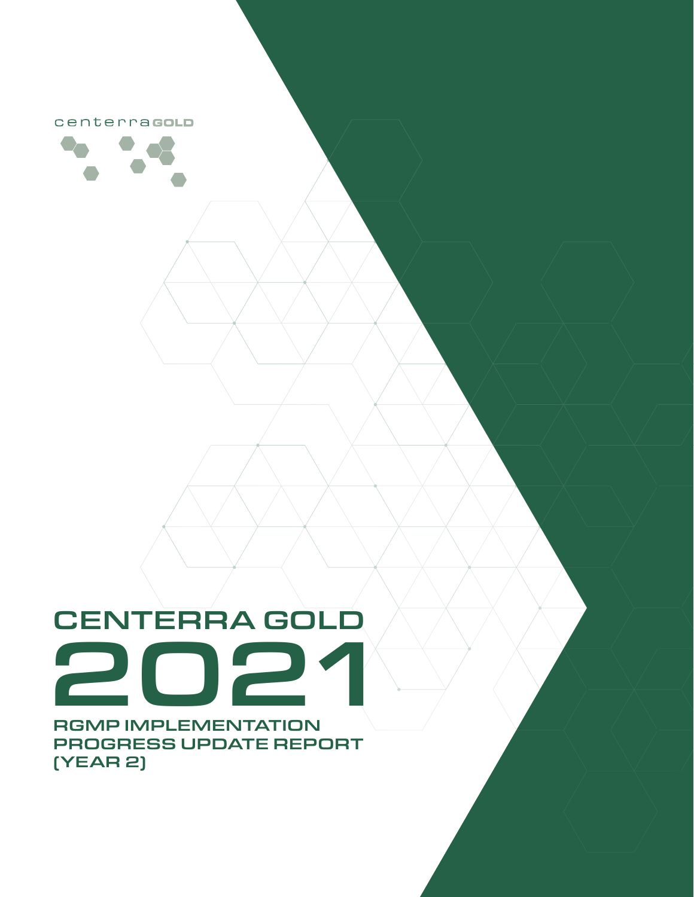centerra GOLD

# CENTERRA GOLD 2021

## RGMP IMPLEMENTATION PROGRESS UPDATE REPORT (YEAR 2)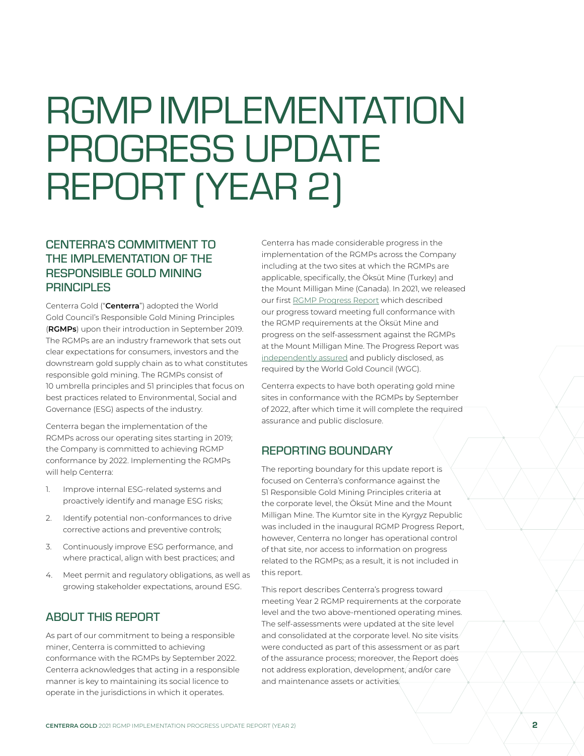# RGMP IMPLEMENTATION PROGRESS UPDATE REPORT (YEAR 2)

## CENTERRA'S COMMITMENT TO THE IMPLEMENTATION OF THE RESPONSIBLE GOLD MINING PRINCIPLES

Centerra Gold ("**Centerra**") adopted the World Gold Council's Responsible Gold Mining Principles (**RGMPs**) upon their introduction in September 2019. The RGMPs are an industry framework that sets out clear expectations for consumers, investors and the downstream gold supply chain as to what constitutes responsible gold mining. The RGMPs consist of 10 umbrella principles and 51 principles that focus on best practices related to Environmental, Social and Governance (ESG) aspects of the industry.

Centerra began the implementation of the RGMPs across our operating sites starting in 2019; the Company is committed to achieving RGMP conformance by 2022. Implementing the RGMPs will help Centerra:

1. Improve internal ESG-related systems and proactively identify and manage ESG risks;
2. Identify potential non-conformances to drive corrective actions and preventive controls;
3. Continuously improve ESG performance, and where practical, align with best practices; and
4. Meet permit and regulatory obligations, as well as growing stakeholder expectations, around ESG.

## ABOUT THIS REPORT

As part of our commitment to being a responsible miner, Centerra is committed to achieving conformance with the RGMPs by September 2022. Centerra acknowledges that acting in a responsible manner is key to maintaining its social licence to operate in the jurisdictions in which it operates.

Centerra has made considerable progress in the implementation of the RGMPs across the Company including at the two sites at which the RGMPs are applicable, specifically, the Öksüt Mine (Turkey) and the Mount Milligan Mine (Canada). In 2021, we released our first RGMP Progress Report which described our progress toward meeting full conformance with the RGMP requirements at the Öksüt Mine and progress on the self-assessment against the RGMPs at the Mount Milligan Mine. The Progress Report was independently assured and publicly disclosed, as required by the World Gold Council (WGC).

Centerra expects to have both operating gold mine sites in conformance with the RGMPs by September of 2022, after which time it will complete the required assurance and public disclosure.

## REPORTING BOUNDARY

The reporting boundary for this update report is focused on Centerra's conformance against the 51 Responsible Gold Mining Principles criteria at the corporate level, the Öksüt Mine and the Mount Milligan Mine. The Kumtor site in the Kyrgyz Republic was included in the inaugural RGMP Progress Report, however, Centerra no longer has operational control of that site, nor access to information on progress related to the RGMPs; as a result, it is not included in this report.

This report describes Centerra's progress toward meeting Year 2 RGMP requirements at the corporate level and the two above-mentioned operating mines. The self-assessments were updated at the site level and consolidated at the corporate level. No site visits were conducted as part of this assessment or as part of the assurance process; moreover, the Report does not address exploration, development, and/or care and maintenance assets or activities.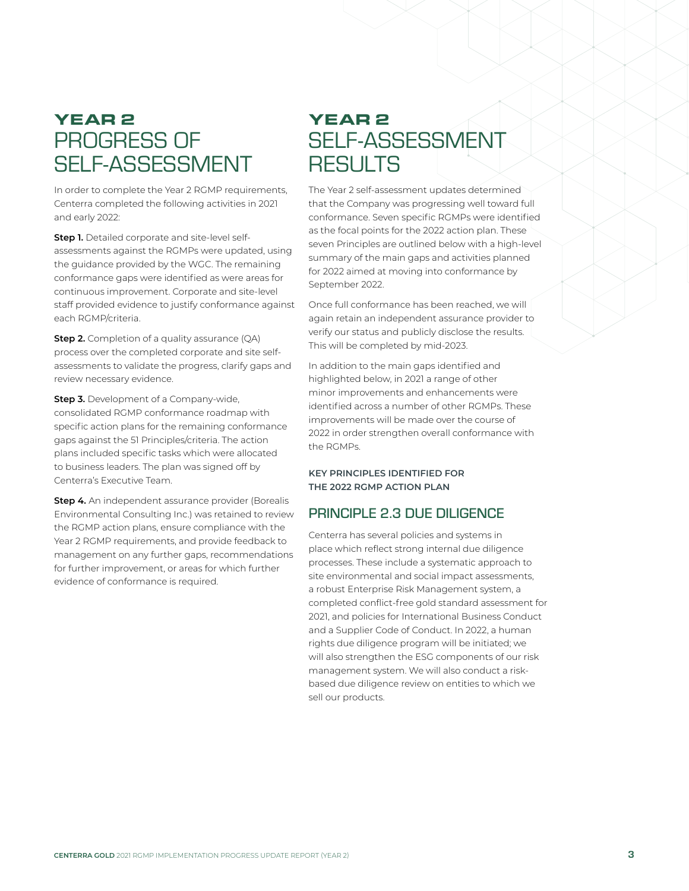## YEAR 2 PROGRESS OF SELF-ASSESSMENT

In order to complete the Year 2 RGMP requirements, Centerra completed the following activities in 2021 and early 2022:

**Step 1.** Detailed corporate and site-level self-assessments against the RGMPs were updated, using the guidance provided by the WGC. The remaining conformance gaps were identified as were areas for continuous improvement. Corporate and site-level staff provided evidence to justify conformance against each RGMP/criteria.

**Step 2.** Completion of a quality assurance (QA) process over the completed corporate and site self-assessments to validate the progress, clarify gaps and review necessary evidence.

**Step 3.** Development of a Company-wide, consolidated RGMP conformance roadmap with specific action plans for the remaining conformance gaps against the 51 Principles/criteria. The action plans included specific tasks which were allocated to business leaders. The plan was signed off by Centerra's Executive Team.

**Step 4.** An independent assurance provider (Borealis Environmental Consulting Inc.) was retained to review the RGMP action plans, ensure compliance with the Year 2 RGMP requirements, and provide feedback to management on any further gaps, recommendations for further improvement, or areas for which further evidence of conformance is required.

## YEAR 2 SELF-ASSESSMENT RESULTS

The Year 2 self-assessment updates determined that the Company was progressing well toward full conformance. Seven specific RGMPs were identified as the focal points for the 2022 action plan. These seven Principles are outlined below with a high-level summary of the main gaps and activities planned for 2022 aimed at moving into conformance by September 2022.

Once full conformance has been reached, we will again retain an independent assurance provider to verify our status and publicly disclose the results. This will be completed by mid-2023.

In addition to the main gaps identified and highlighted below, in 2021 a range of other minor improvements and enhancements were identified across a number of other RGMPs. These improvements will be made over the course of 2022 in order strengthen overall conformance with the RGMPs.

**KEY PRINCIPLES IDENTIFIED FOR THE 2022 RGMP ACTION PLAN**

### PRINCIPLE 2.3 DUE DILIGENCE

Centerra has several policies and systems in place which reflect strong internal due diligence processes. These include a systematic approach to site environmental and social impact assessments, a robust Enterprise Risk Management system, a completed conflict-free gold standard assessment for 2021, and policies for International Business Conduct and a Supplier Code of Conduct. In 2022, a human rights due diligence program will be initiated; we will also strengthen the ESG components of our risk management system. We will also conduct a risk-based due diligence review on entities to which we sell our products.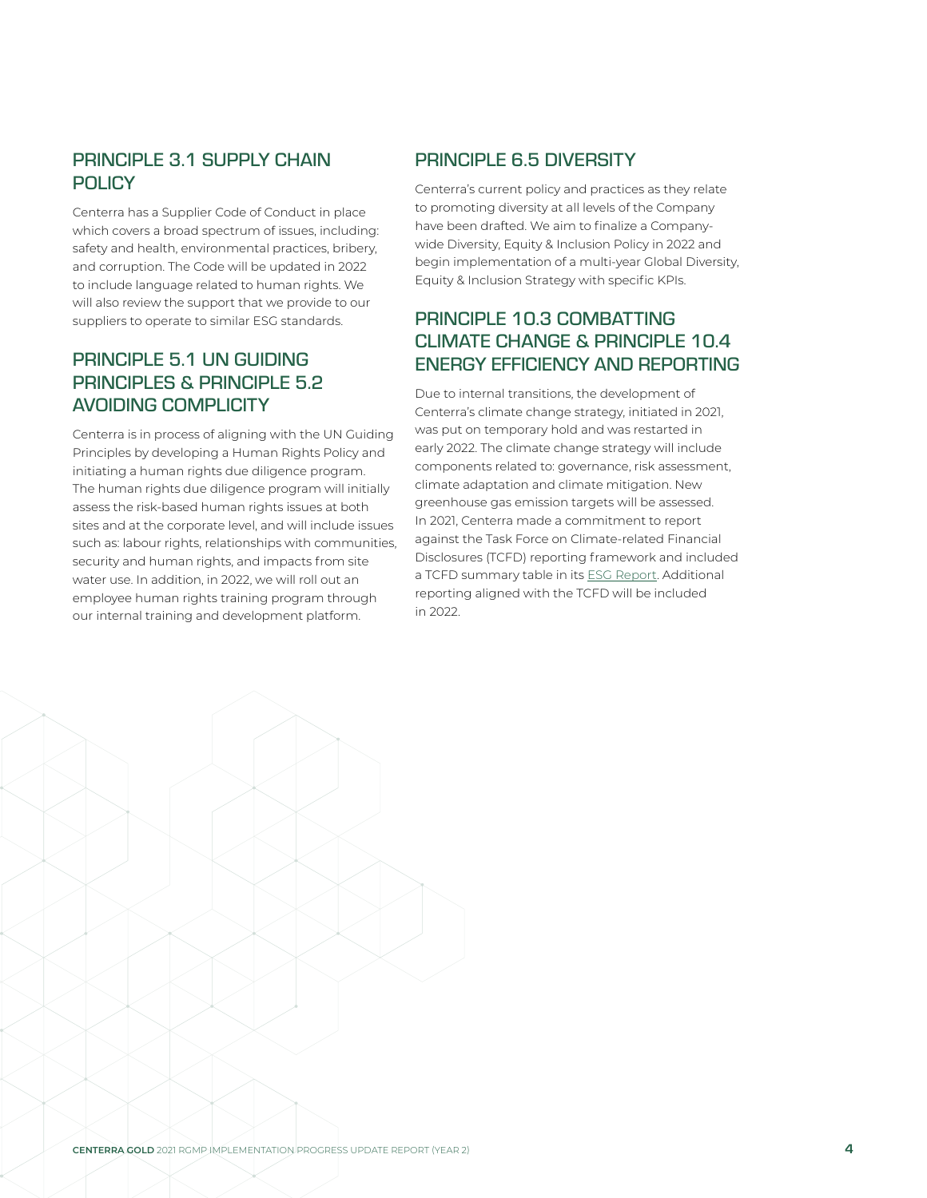## PRINCIPLE 3.1 SUPPLY CHAIN POLICY

Centerra has a Supplier Code of Conduct in place which covers a broad spectrum of issues, including: safety and health, environmental practices, bribery, and corruption. The Code will be updated in 2022 to include language related to human rights. We will also review the support that we provide to our suppliers to operate to similar ESG standards.

## PRINCIPLE 5.1 UN GUIDING PRINCIPLES & PRINCIPLE 5.2 AVOIDING COMPLICITY

Centerra is in process of aligning with the UN Guiding Principles by developing a Human Rights Policy and initiating a human rights due diligence program. The human rights due diligence program will initially assess the risk-based human rights issues at both sites and at the corporate level, and will include issues such as: labour rights, relationships with communities, security and human rights, and impacts from site water use. In addition, in 2022, we will roll out an employee human rights training program through our internal training and development platform.

## PRINCIPLE 6.5 DIVERSITY

Centerra's current policy and practices as they relate to promoting diversity at all levels of the Company have been drafted. We aim to finalize a Company-wide Diversity, Equity & Inclusion Policy in 2022 and begin implementation of a multi-year Global Diversity, Equity & Inclusion Strategy with specific KPIs.

## PRINCIPLE 10.3 COMBATTING CLIMATE CHANGE & PRINCIPLE 10.4 ENERGY EFFICIENCY AND REPORTING

Due to internal transitions, the development of Centerra's climate change strategy, initiated in 2021, was put on temporary hold and was restarted in early 2022. The climate change strategy will include components related to: governance, risk assessment, climate adaptation and climate mitigation. New greenhouse gas emission targets will be assessed. In 2021, Centerra made a commitment to report against the Task Force on Climate-related Financial Disclosures (TCFD) reporting framework and included a TCFD summary table in its ESG Report. Additional reporting aligned with the TCFD will be included in 2022.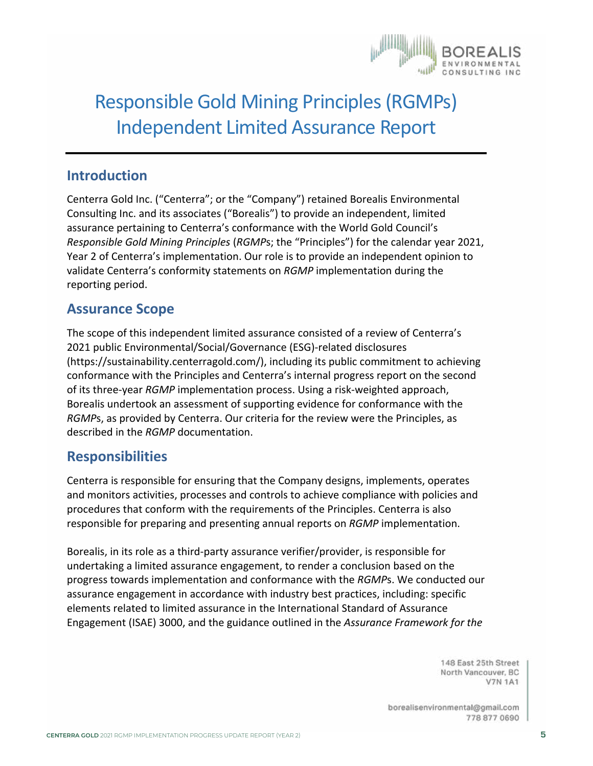# Responsible Gold Mining Principles (RGMPs) Independent Limited Assurance Report

## Introduction

Centerra Gold Inc. ("Centerra"; or the "Company") retained Borealis Environmental Consulting Inc. and its associates ("Borealis") to provide an independent, limited assurance pertaining to Centerra's conformance with the World Gold Council's *Responsible Gold Mining Principles* (*RGMPs*; the "Principles") for the calendar year 2021, Year 2 of Centerra's implementation. Our role is to provide an independent opinion to validate Centerra's conformity statements on *RGMP* implementation during the reporting period.

## Assurance Scope

The scope of this independent limited assurance consisted of a review of Centerra's 2021 public Environmental/Social/Governance (ESG)-related disclosures (https://sustainability.centerragold.com/), including its public commitment to achieving conformance with the Principles and Centerra's internal progress report on the second of its three-year *RGMP* implementation process. Using a risk-weighted approach, Borealis undertook an assessment of supporting evidence for conformance with the *RGMP*s, as provided by Centerra. Our criteria for the review were the Principles, as described in the *RGMP* documentation.

## Responsibilities

Centerra is responsible for ensuring that the Company designs, implements, operates and monitors activities, processes and controls to achieve compliance with policies and procedures that conform with the requirements of the Principles. Centerra is also responsible for preparing and presenting annual reports on *RGMP* implementation.

Borealis, in its role as a third-party assurance verifier/provider, is responsible for undertaking a limited assurance engagement, to render a conclusion based on the progress towards implementation and conformance with the *RGMP*s. We conducted our assurance engagement in accordance with industry best practices, including: specific elements related to limited assurance in the International Standard of Assurance Engagement (ISAE) 3000, and the guidance outlined in the *Assurance Framework for the*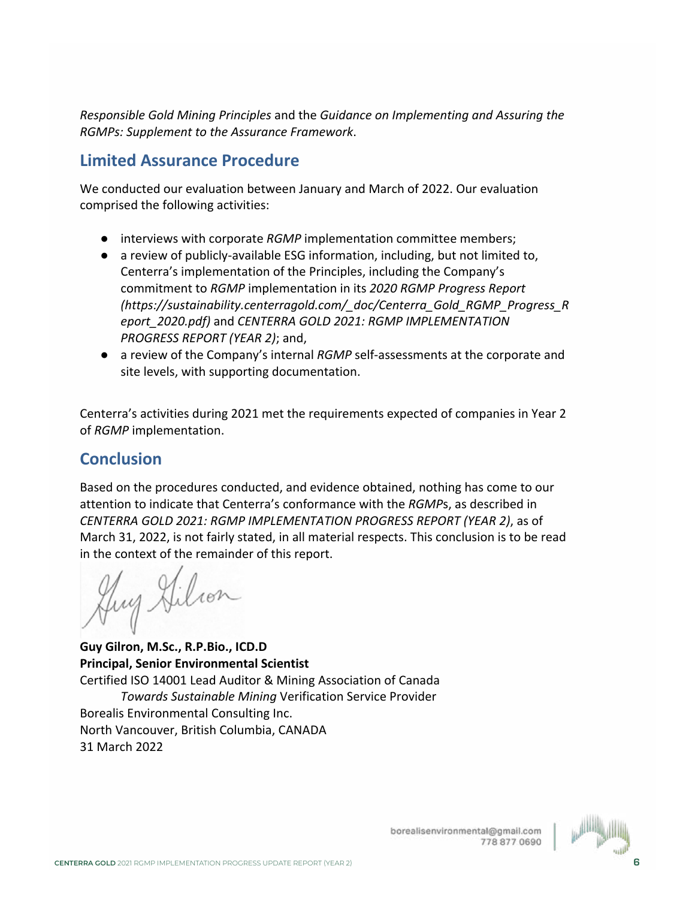*Responsible Gold Mining Principles* and the *Guidance on Implementing and Assuring the RGMPs: Supplement to the Assurance Framework*.

## Limited Assurance Procedure

We conducted our evaluation between January and March of 2022. Our evaluation comprised the following activities:

- interviews with corporate *RGMP* implementation committee members;
- a review of publicly-available ESG information, including, but not limited to, Centerra's implementation of the Principles, including the Company's commitment to *RGMP* implementation in its *2020 RGMP Progress Report (https://sustainability.centerragold.com/_doc/Centerra_Gold_RGMP_Progress_Report_2020.pdf)* and *CENTERRA GOLD 2021: RGMP IMPLEMENTATION PROGRESS REPORT (YEAR 2)*; and,
- a review of the Company's internal *RGMP* self-assessments at the corporate and site levels, with supporting documentation.

Centerra's activities during 2021 met the requirements expected of companies in Year 2 of *RGMP* implementation.

## Conclusion

Based on the procedures conducted, and evidence obtained, nothing has come to our attention to indicate that Centerra's conformance with the *RGMP*s, as described in *CENTERRA GOLD 2021: RGMP IMPLEMENTATION PROGRESS REPORT (YEAR 2)*, as of March 31, 2022, is not fairly stated, in all material respects. This conclusion is to be read in the context of the remainder of this report.

**Guy Gilron, M.Sc., R.P.Bio., ICD.D**
**Principal, Senior Environmental Scientist**
Certified ISO 14001 Lead Auditor & Mining Association of Canada
*Towards Sustainable Mining* Verification Service Provider
Borealis Environmental Consulting Inc.
North Vancouver, British Columbia, CANADA
31 March 2022

borealisenvironmental@gmail.com
778 877 0690